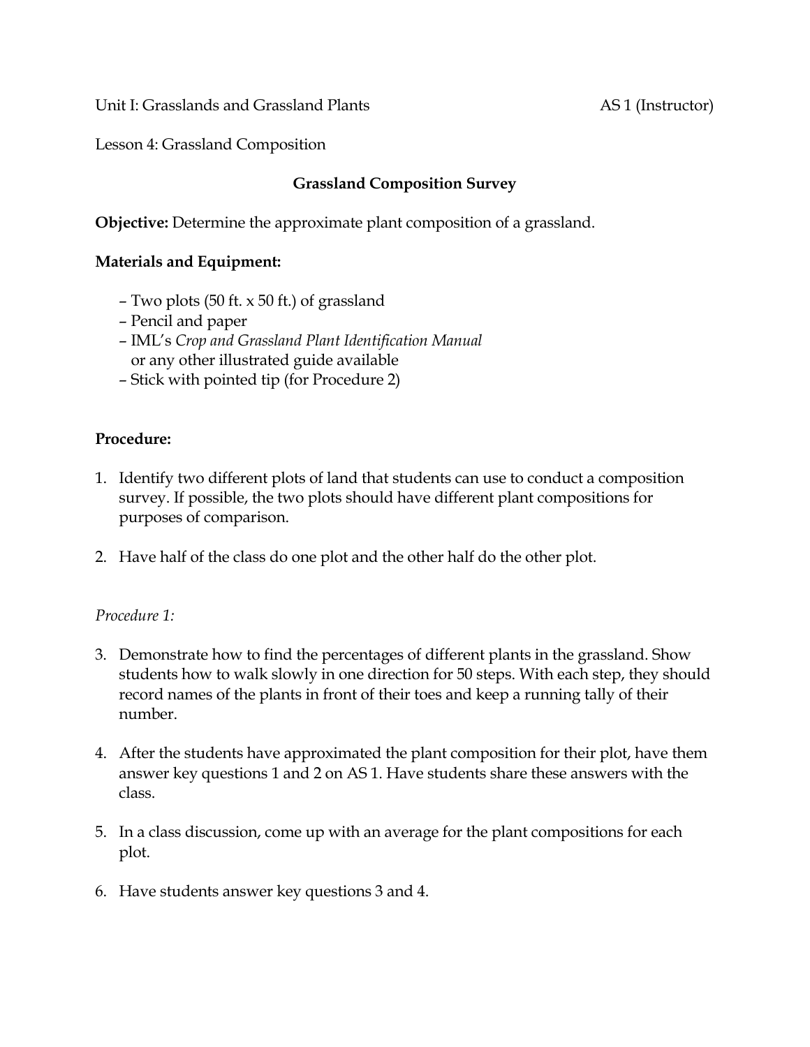Unit I: Grasslands and Grassland Plants AS 1 (Instructor)

Lesson 4: Grassland Composition

## Grassland Composition Survey

**Objective:** Determine the approximate plant composition of a grassland.

**Materials and Equipment:**

– Two plots (50 ft. x 50 ft.) of grassland
– Pencil and paper
– IML's *Crop and Grassland Plant Identification Manual* or any other illustrated guide available
– Stick with pointed tip (for Procedure 2)

**Procedure:**

1. Identify two different plots of land that students can use to conduct a composition survey. If possible, the two plots should have different plant compositions for purposes of comparison.

2. Have half of the class do one plot and the other half do the other plot.

*Procedure 1:*

3. Demonstrate how to find the percentages of different plants in the grassland. Show students how to walk slowly in one direction for 50 steps. With each step, they should record names of the plants in front of their toes and keep a running tally of their number.

4. After the students have approximated the plant composition for their plot, have them answer key questions 1 and 2 on AS 1. Have students share these answers with the class.

5. In a class discussion, come up with an average for the plant compositions for each plot.

6. Have students answer key questions 3 and 4.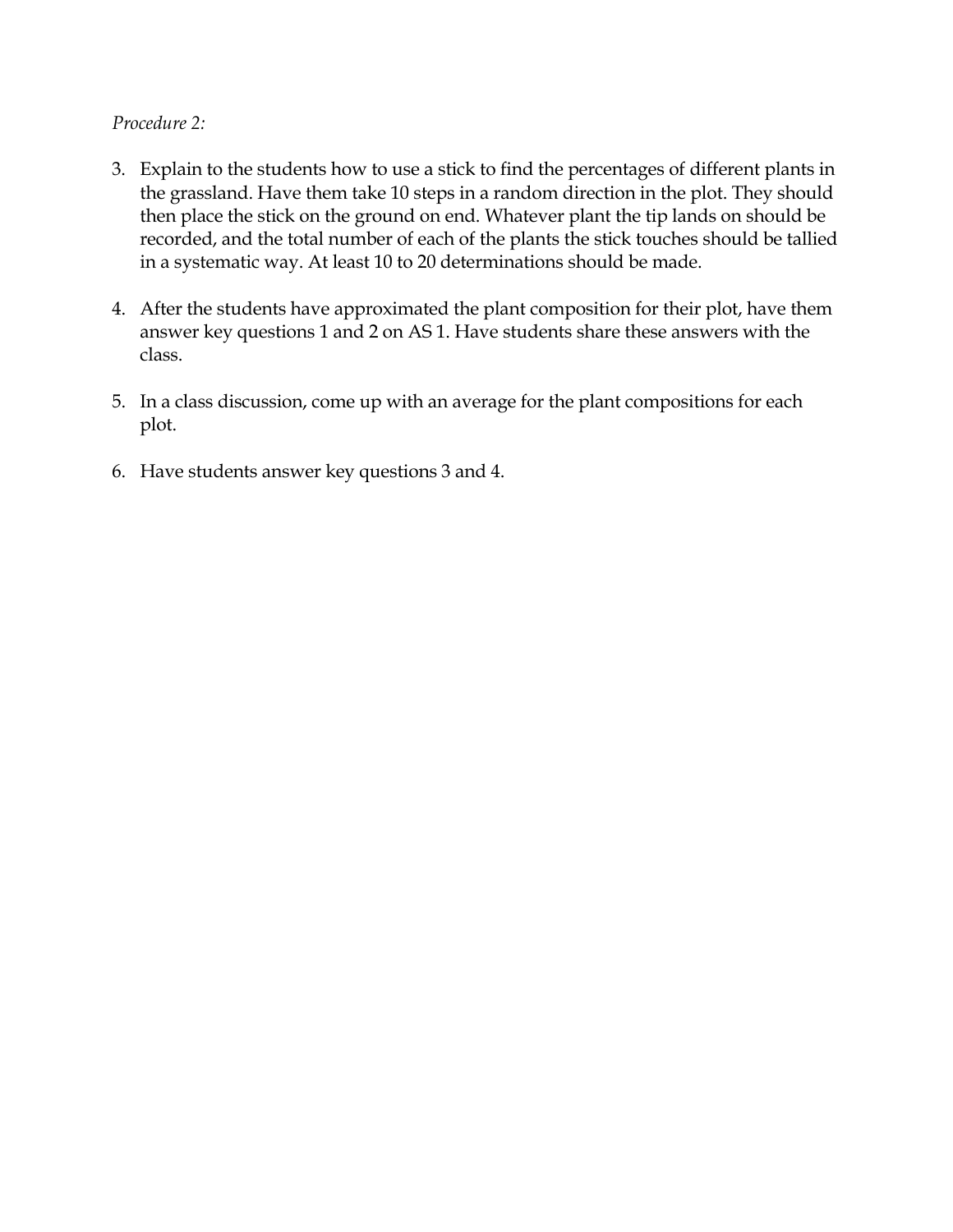*Procedure 2:*

3. Explain to the students how to use a stick to find the percentages of different plants in the grassland. Have them take 10 steps in a random direction in the plot. They should then place the stick on the ground on end. Whatever plant the tip lands on should be recorded, and the total number of each of the plants the stick touches should be tallied in a systematic way. At least 10 to 20 determinations should be made.

4. After the students have approximated the plant composition for their plot, have them answer key questions 1 and 2 on AS 1. Have students share these answers with the class.

5. In a class discussion, come up with an average for the plant compositions for each plot.

6. Have students answer key questions 3 and 4.